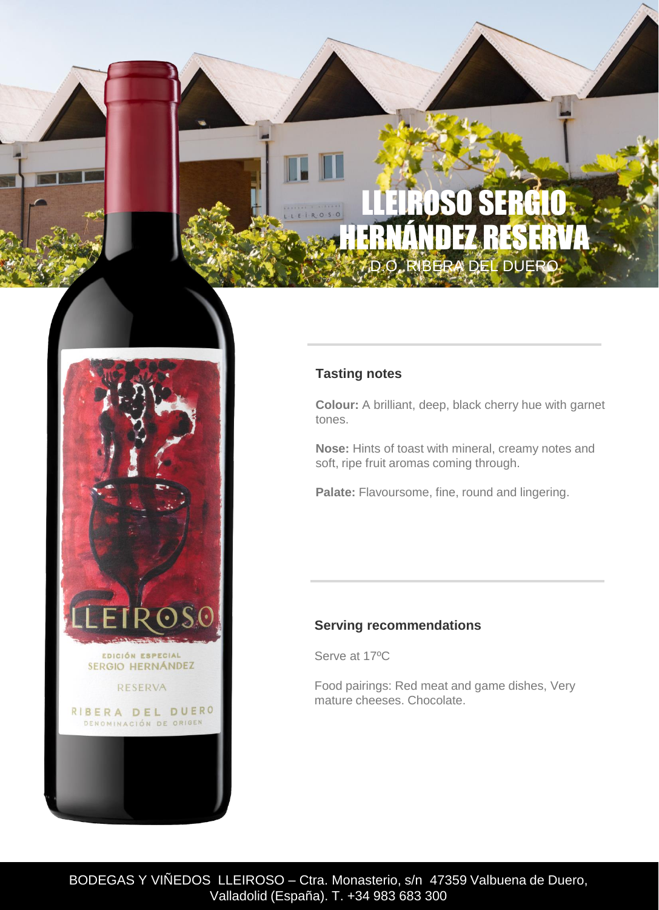# LLEIROSO SERGIO HERNÁNDEZ RESERVA

D.O. RIBERA DEL DUERO

## Tasting notes

**Colour:** A brilliant, deep, black cherry hue with garnet tones.

**Nose:** Hints of toast with mineral, creamy notes and soft, ripe fruit aromas coming through.

**Palate:** Flavoursome, fine, round and lingering.

## Serving recommendations

Serve at 17ºC

Food pairings: Red meat and game dishes, Very mature cheeses. Chocolate.

BODEGAS Y VIÑEDOS LLEIROSO – Ctra. Monasterio, s/n 47359 Valbuena de Duero, Valladolid (España). T. +34 983 683 300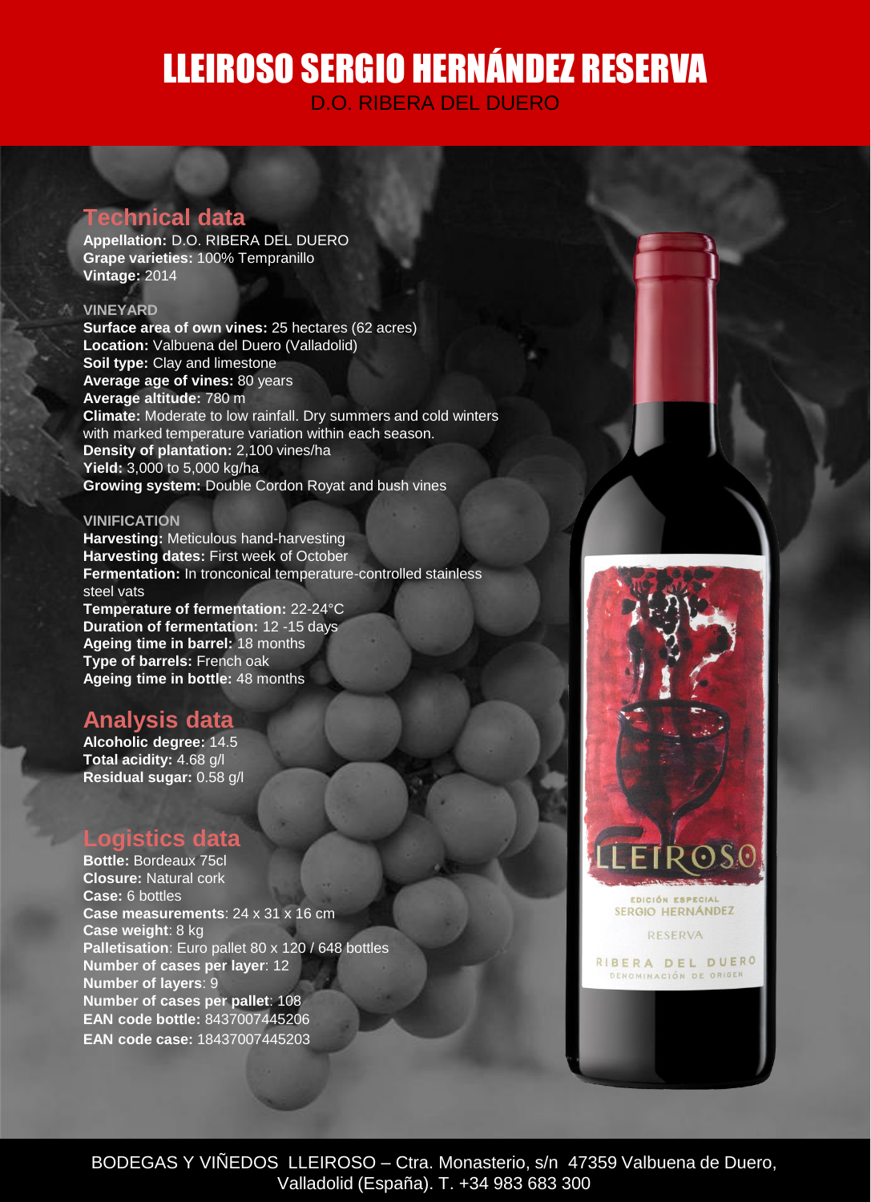# LLEIROSO SERGIO HERNÁNDEZ RESERVA

D.O. RIBERA DEL DUERO

## Technical data

**Appellation:** D.O. RIBERA DEL DUERO
**Grape varieties:** 100% Tempranillo
**Vintage:** 2014

### VINEYARD

**Surface area of own vines:** 25 hectares (62 acres)
**Location:** Valbuena del Duero (Valladolid)
**Soil type:** Clay and limestone
**Average age of vines:** 80 years
**Average altitude:** 780 m
**Climate:** Moderate to low rainfall. Dry summers and cold winters with marked temperature variation within each season.
**Density of plantation:** 2,100 vines/ha
**Yield:** 3,000 to 5,000 kg/ha
**Growing system:** Double Cordon Royat and bush vines

### VINIFICATION

**Harvesting:** Meticulous hand-harvesting
**Harvesting dates:** First week of October
**Fermentation:** In tronconical temperature-controlled stainless steel vats
**Temperature of fermentation:** 22-24°C
**Duration of fermentation:** 12 -15 days
**Ageing time in barrel:** 18 months
**Type of barrels:** French oak
**Ageing time in bottle:** 48 months

## Analysis data

**Alcoholic degree:** 14.5
**Total acidity:** 4.68 g/l
**Residual sugar:** 0.58 g/l

## Logistics data

**Bottle:** Bordeaux 75cl
**Closure:** Natural cork
**Case:** 6 bottles
**Case measurements**: 24 x 31 x 16 cm
**Case weight**: 8 kg
**Palletisation**: Euro pallet 80 x 120 / 648 bottles
**Number of cases per layer**: 12
**Number of layers**: 9
**Number of cases per pallet**: 108
**EAN code bottle:** 8437007445206
**EAN code case:** 18437007445203

LLEIROSO
EDICIÓN ESPECIAL
SERGIO HERNÁNDEZ
RESERVA
RIBERA DEL DUERO
DENOMINACIÓN DE ORIGEN

BODEGAS Y VIÑEDOS LLEIROSO – Ctra. Monasterio, s/n 47359 Valbuena de Duero, Valladolid (España). T. +34 983 683 300